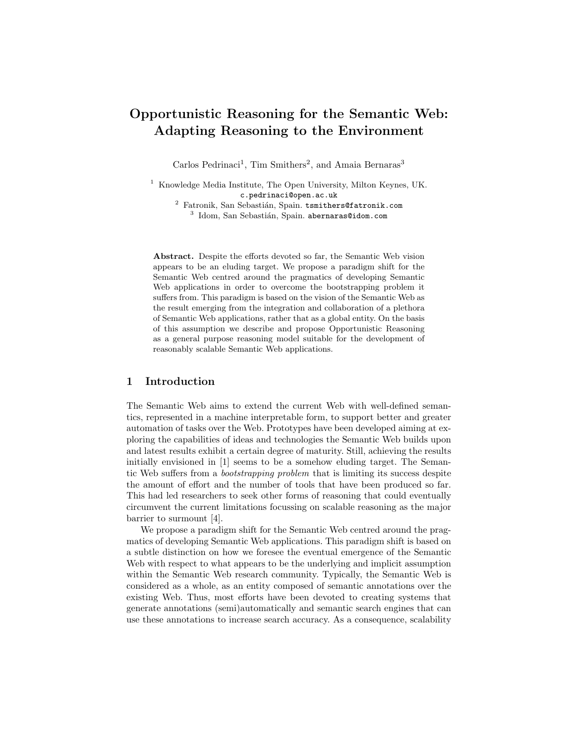# Opportunistic Reasoning for the Semantic Web: Adapting Reasoning to the Environment

Carlos Pedrinaci[1], Tim Smithers[2], and Amaia Bernaras[3]

[1] Knowledge Media Institute, The Open University, Milton Keynes, UK. c.pedrinaci@open.ac.uk

[2] Fatronik, San Sebastián, Spain. tsmithers@fatronik.com

[3] Idom, San Sebastián, Spain. abernaras@idom.com

**Abstract.** Despite the efforts devoted so far, the Semantic Web vision appears to be an eluding target. We propose a paradigm shift for the Semantic Web centred around the pragmatics of developing Semantic Web applications in order to overcome the bootstrapping problem it suffers from. This paradigm is based on the vision of the Semantic Web as the result emerging from the integration and collaboration of a plethora of Semantic Web applications, rather that as a global entity. On the basis of this assumption we describe and propose Opportunistic Reasoning as a general purpose reasoning model suitable for the development of reasonably scalable Semantic Web applications.

## 1 Introduction

The Semantic Web aims to extend the current Web with well-defined semantics, represented in a machine interpretable form, to support better and greater automation of tasks over the Web. Prototypes have been developed aiming at exploring the capabilities of ideas and technologies the Semantic Web builds upon and latest results exhibit a certain degree of maturity. Still, achieving the results initially envisioned in [1] seems to be a somehow eluding target. The Semantic Web suffers from a *bootstrapping problem* that is limiting its success despite the amount of effort and the number of tools that have been produced so far. This had led researchers to seek other forms of reasoning that could eventually circumvent the current limitations focussing on scalable reasoning as the major barrier to surmount [4].

We propose a paradigm shift for the Semantic Web centred around the pragmatics of developing Semantic Web applications. This paradigm shift is based on a subtle distinction on how we foresee the eventual emergence of the Semantic Web with respect to what appears to be the underlying and implicit assumption within the Semantic Web research community. Typically, the Semantic Web is considered as a whole, as an entity composed of semantic annotations over the existing Web. Thus, most efforts have been devoted to creating systems that generate annotations (semi)automatically and semantic search engines that can use these annotations to increase search accuracy. As a consequence, scalability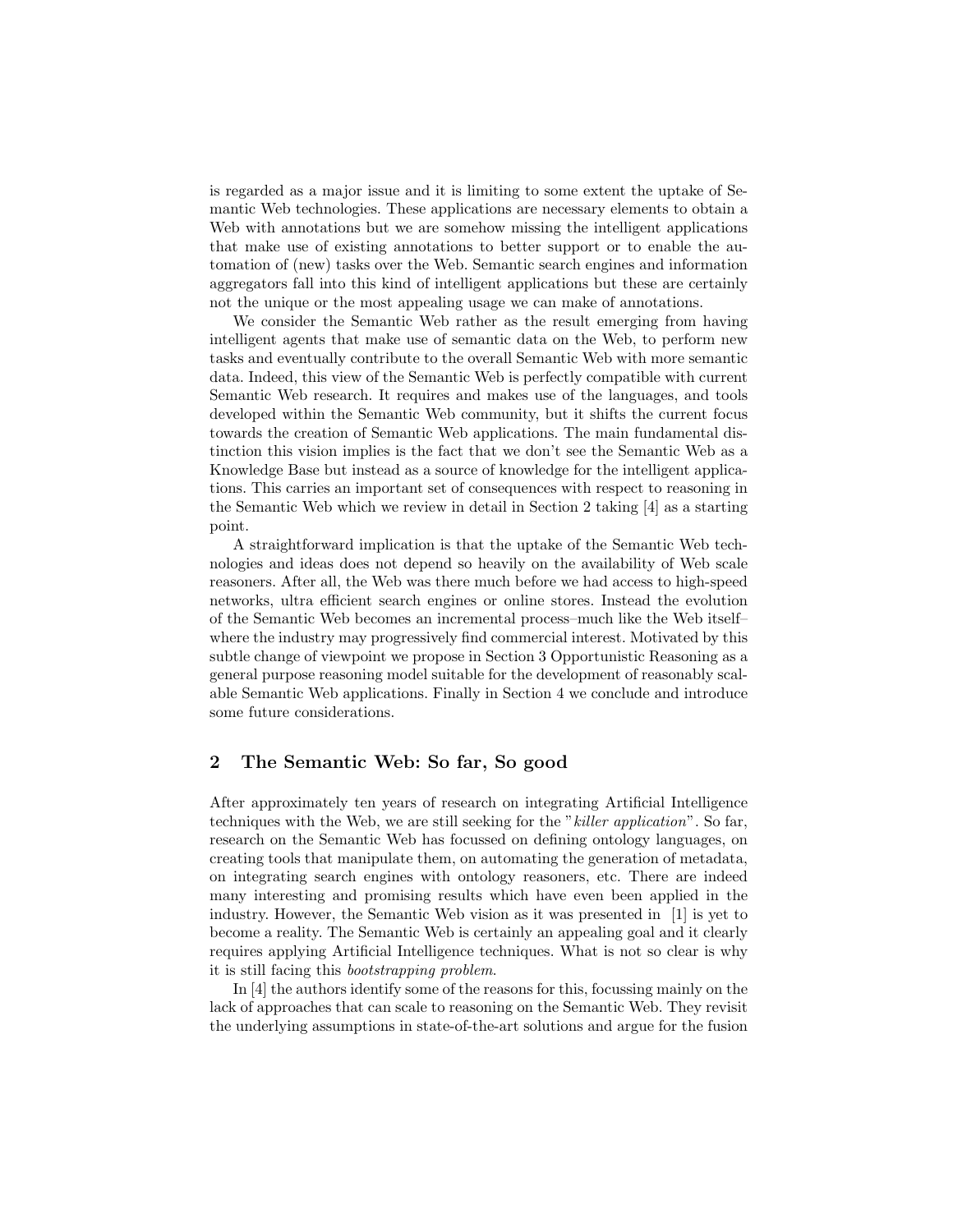is regarded as a major issue and it is limiting to some extent the uptake of Semantic Web technologies. These applications are necessary elements to obtain a Web with annotations but we are somehow missing the intelligent applications that make use of existing annotations to better support or to enable the automation of (new) tasks over the Web. Semantic search engines and information aggregators fall into this kind of intelligent applications but these are certainly not the unique or the most appealing usage we can make of annotations.

We consider the Semantic Web rather as the result emerging from having intelligent agents that make use of semantic data on the Web, to perform new tasks and eventually contribute to the overall Semantic Web with more semantic data. Indeed, this view of the Semantic Web is perfectly compatible with current Semantic Web research. It requires and makes use of the languages, and tools developed within the Semantic Web community, but it shifts the current focus towards the creation of Semantic Web applications. The main fundamental distinction this vision implies is the fact that we don't see the Semantic Web as a Knowledge Base but instead as a source of knowledge for the intelligent applications. This carries an important set of consequences with respect to reasoning in the Semantic Web which we review in detail in Section 2 taking [4] as a starting point.

A straightforward implication is that the uptake of the Semantic Web technologies and ideas does not depend so heavily on the availability of Web scale reasoners. After all, the Web was there much before we had access to high-speed networks, ultra efficient search engines or online stores. Instead the evolution of the Semantic Web becomes an incremental process–much like the Web itself–where the industry may progressively find commercial interest. Motivated by this subtle change of viewpoint we propose in Section 3 Opportunistic Reasoning as a general purpose reasoning model suitable for the development of reasonably scalable Semantic Web applications. Finally in Section 4 we conclude and introduce some future considerations.

## 2 The Semantic Web: So far, So good

After approximately ten years of research on integrating Artificial Intelligence techniques with the Web, we are still seeking for the "*killer application*". So far, research on the Semantic Web has focussed on defining ontology languages, on creating tools that manipulate them, on automating the generation of metadata, on integrating search engines with ontology reasoners, etc. There are indeed many interesting and promising results which have even been applied in the industry. However, the Semantic Web vision as it was presented in [1] is yet to become a reality. The Semantic Web is certainly an appealing goal and it clearly requires applying Artificial Intelligence techniques. What is not so clear is why it is still facing this *bootstrapping problem*.

In [4] the authors identify some of the reasons for this, focussing mainly on the lack of approaches that can scale to reasoning on the Semantic Web. They revisit the underlying assumptions in state-of-the-art solutions and argue for the fusion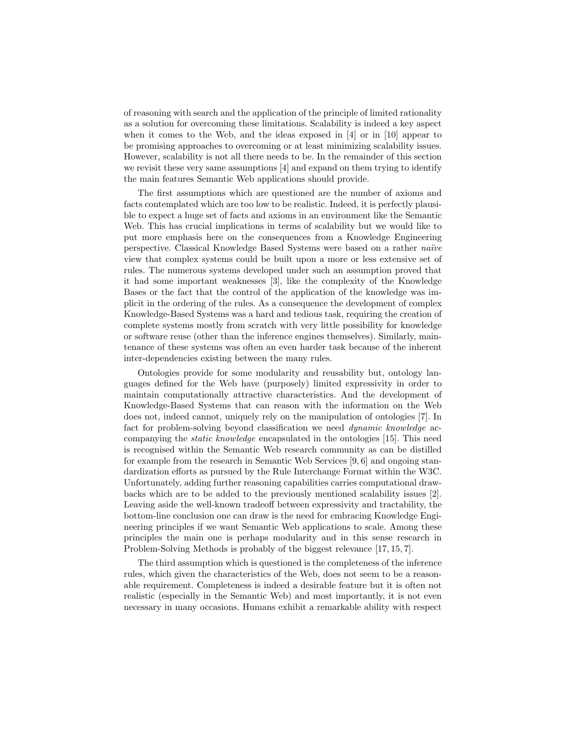of reasoning with search and the application of the principle of limited rationality as a solution for overcoming these limitations. Scalability is indeed a key aspect when it comes to the Web, and the ideas exposed in [4] or in [10] appear to be promising approaches to overcoming or at least minimizing scalability issues. However, scalability is not all there needs to be. In the remainder of this section we revisit these very same assumptions [4] and expand on them trying to identify the main features Semantic Web applications should provide.

The first assumptions which are questioned are the number of axioms and facts contemplated which are too low to be realistic. Indeed, it is perfectly plausible to expect a huge set of facts and axioms in an environment like the Semantic Web. This has crucial implications in terms of scalability but we would like to put more emphasis here on the consequences from a Knowledge Engineering perspective. Classical Knowledge Based Systems were based on a rather *naïve* view that complex systems could be built upon a more or less extensive set of rules. The numerous systems developed under such an assumption proved that it had some important weaknesses [3], like the complexity of the Knowledge Bases or the fact that the control of the application of the knowledge was implicit in the ordering of the rules. As a consequence the development of complex Knowledge-Based Systems was a hard and tedious task, requiring the creation of complete systems mostly from scratch with very little possibility for knowledge or software reuse (other than the inference engines themselves). Similarly, maintenance of these systems was often an even harder task because of the inherent inter-dependencies existing between the many rules.

Ontologies provide for some modularity and reusability but, ontology languages defined for the Web have (purposely) limited expressivity in order to maintain computationally attractive characteristics. And the development of Knowledge-Based Systems that can reason with the information on the Web does not, indeed cannot, uniquely rely on the manipulation of ontologies [7]. In fact for problem-solving beyond classification we need *dynamic knowledge* accompanying the *static knowledge* encapsulated in the ontologies [15]. This need is recognised within the Semantic Web research community as can be distilled for example from the research in Semantic Web Services [9, 6] and ongoing standardization efforts as pursued by the Rule Interchange Format within the W3C. Unfortunately, adding further reasoning capabilities carries computational drawbacks which are to be added to the previously mentioned scalability issues [2]. Leaving aside the well-known tradeoff between expressivity and tractability, the bottom-line conclusion one can draw is the need for embracing Knowledge Engineering principles if we want Semantic Web applications to scale. Among these principles the main one is perhaps modularity and in this sense research in Problem-Solving Methods is probably of the biggest relevance [17, 15, 7].

The third assumption which is questioned is the completeness of the inference rules, which given the characteristics of the Web, does not seem to be a reasonable requirement. Completeness is indeed a desirable feature but it is often not realistic (especially in the Semantic Web) and most importantly, it is not even necessary in many occasions. Humans exhibit a remarkable ability with respect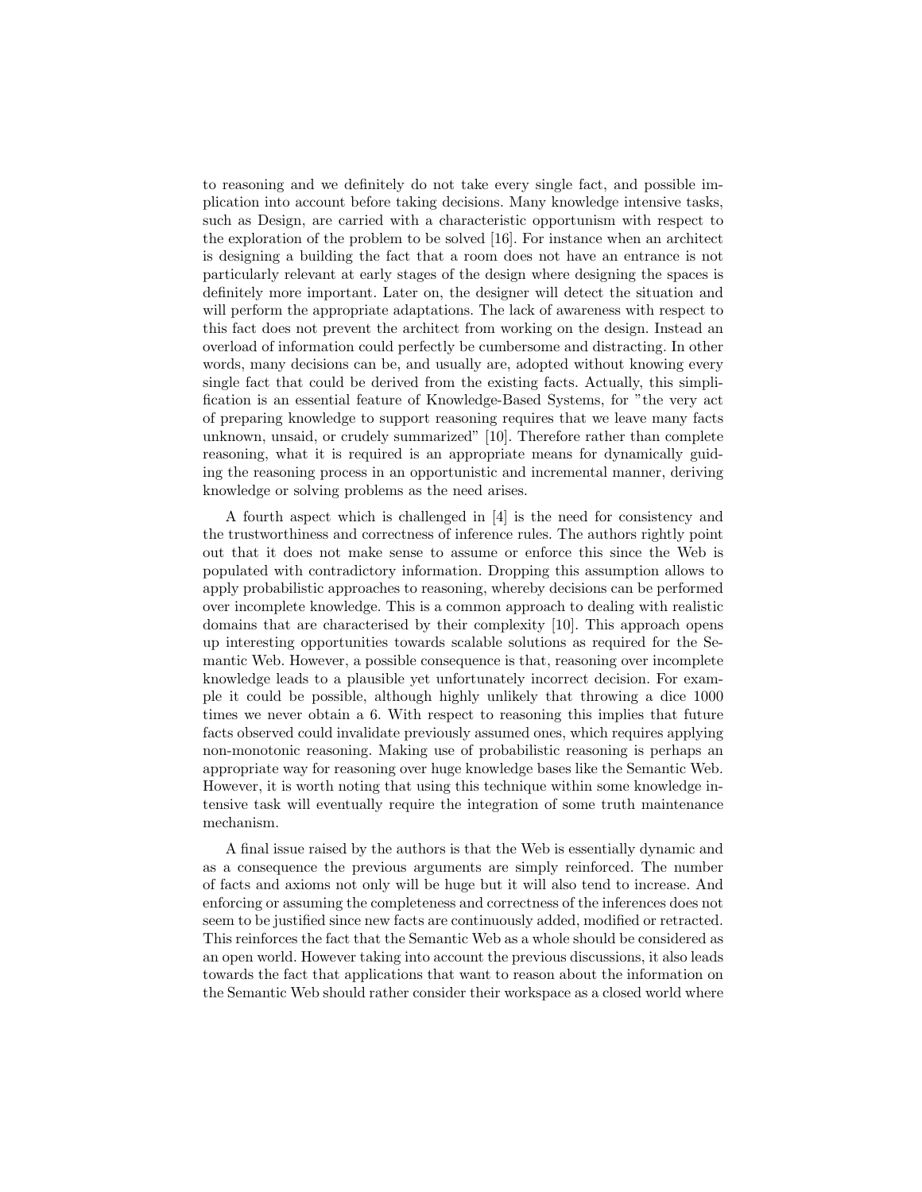to reasoning and we definitely do not take every single fact, and possible implication into account before taking decisions. Many knowledge intensive tasks, such as Design, are carried with a characteristic opportunism with respect to the exploration of the problem to be solved [16]. For instance when an architect is designing a building the fact that a room does not have an entrance is not particularly relevant at early stages of the design where designing the spaces is definitely more important. Later on, the designer will detect the situation and will perform the appropriate adaptations. The lack of awareness with respect to this fact does not prevent the architect from working on the design. Instead an overload of information could perfectly be cumbersome and distracting. In other words, many decisions can be, and usually are, adopted without knowing every single fact that could be derived from the existing facts. Actually, this simplification is an essential feature of Knowledge-Based Systems, for "the very act of preparing knowledge to support reasoning requires that we leave many facts unknown, unsaid, or crudely summarized" [10]. Therefore rather than complete reasoning, what it is required is an appropriate means for dynamically guiding the reasoning process in an opportunistic and incremental manner, deriving knowledge or solving problems as the need arises.

A fourth aspect which is challenged in [4] is the need for consistency and the trustworthiness and correctness of inference rules. The authors rightly point out that it does not make sense to assume or enforce this since the Web is populated with contradictory information. Dropping this assumption allows to apply probabilistic approaches to reasoning, whereby decisions can be performed over incomplete knowledge. This is a common approach to dealing with realistic domains that are characterised by their complexity [10]. This approach opens up interesting opportunities towards scalable solutions as required for the Semantic Web. However, a possible consequence is that, reasoning over incomplete knowledge leads to a plausible yet unfortunately incorrect decision. For example it could be possible, although highly unlikely that throwing a dice 1000 times we never obtain a 6. With respect to reasoning this implies that future facts observed could invalidate previously assumed ones, which requires applying non-monotonic reasoning. Making use of probabilistic reasoning is perhaps an appropriate way for reasoning over huge knowledge bases like the Semantic Web. However, it is worth noting that using this technique within some knowledge intensive task will eventually require the integration of some truth maintenance mechanism.

A final issue raised by the authors is that the Web is essentially dynamic and as a consequence the previous arguments are simply reinforced. The number of facts and axioms not only will be huge but it will also tend to increase. And enforcing or assuming the completeness and correctness of the inferences does not seem to be justified since new facts are continuously added, modified or retracted. This reinforces the fact that the Semantic Web as a whole should be considered as an open world. However taking into account the previous discussions, it also leads towards the fact that applications that want to reason about the information on the Semantic Web should rather consider their workspace as a closed world where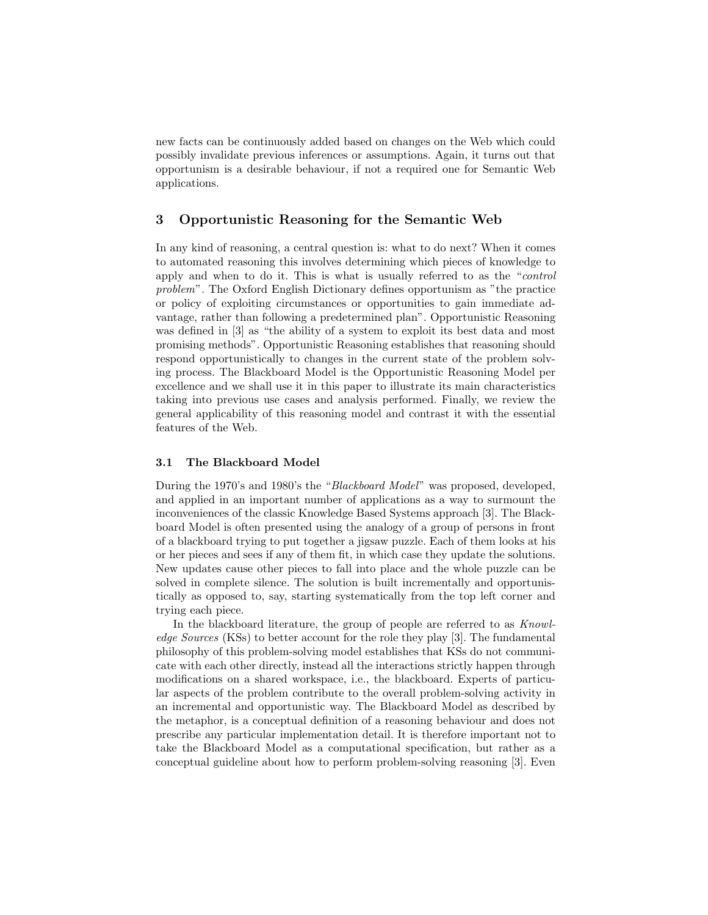new facts can be continuously added based on changes on the Web which could possibly invalidate previous inferences or assumptions. Again, it turns out that opportunism is a desirable behaviour, if not a required one for Semantic Web applications.

## 3 Opportunistic Reasoning for the Semantic Web

In any kind of reasoning, a central question is: what to do next? When it comes to automated reasoning this involves determining which pieces of knowledge to apply and when to do it. This is what is usually referred to as the "*control problem*". The Oxford English Dictionary defines opportunism as "the practice or policy of exploiting circumstances or opportunities to gain immediate advantage, rather than following a predetermined plan". Opportunistic Reasoning was defined in [3] as "the ability of a system to exploit its best data and most promising methods". Opportunistic Reasoning establishes that reasoning should respond opportunistically to changes in the current state of the problem solving process. The Blackboard Model is the Opportunistic Reasoning Model per excellence and we shall use it in this paper to illustrate its main characteristics taking into previous use cases and analysis performed. Finally, we review the general applicability of this reasoning model and contrast it with the essential features of the Web.

### 3.1 The Blackboard Model

During the 1970's and 1980's the "*Blackboard Model*" was proposed, developed, and applied in an important number of applications as a way to surmount the inconveniences of the classic Knowledge Based Systems approach [3]. The Blackboard Model is often presented using the analogy of a group of persons in front of a blackboard trying to put together a jigsaw puzzle. Each of them looks at his or her pieces and sees if any of them fit, in which case they update the solutions. New updates cause other pieces to fall into place and the whole puzzle can be solved in complete silence. The solution is built incrementally and opportunistically as opposed to, say, starting systematically from the top left corner and trying each piece.

In the blackboard literature, the group of people are referred to as *Knowledge Sources* (KSs) to better account for the role they play [3]. The fundamental philosophy of this problem-solving model establishes that KSs do not communicate with each other directly, instead all the interactions strictly happen through modifications on a shared workspace, i.e., the blackboard. Experts of particular aspects of the problem contribute to the overall problem-solving activity in an incremental and opportunistic way. The Blackboard Model as described by the metaphor, is a conceptual definition of a reasoning behaviour and does not prescribe any particular implementation detail. It is therefore important not to take the Blackboard Model as a computational specification, but rather as a conceptual guideline about how to perform problem-solving reasoning [3]. Even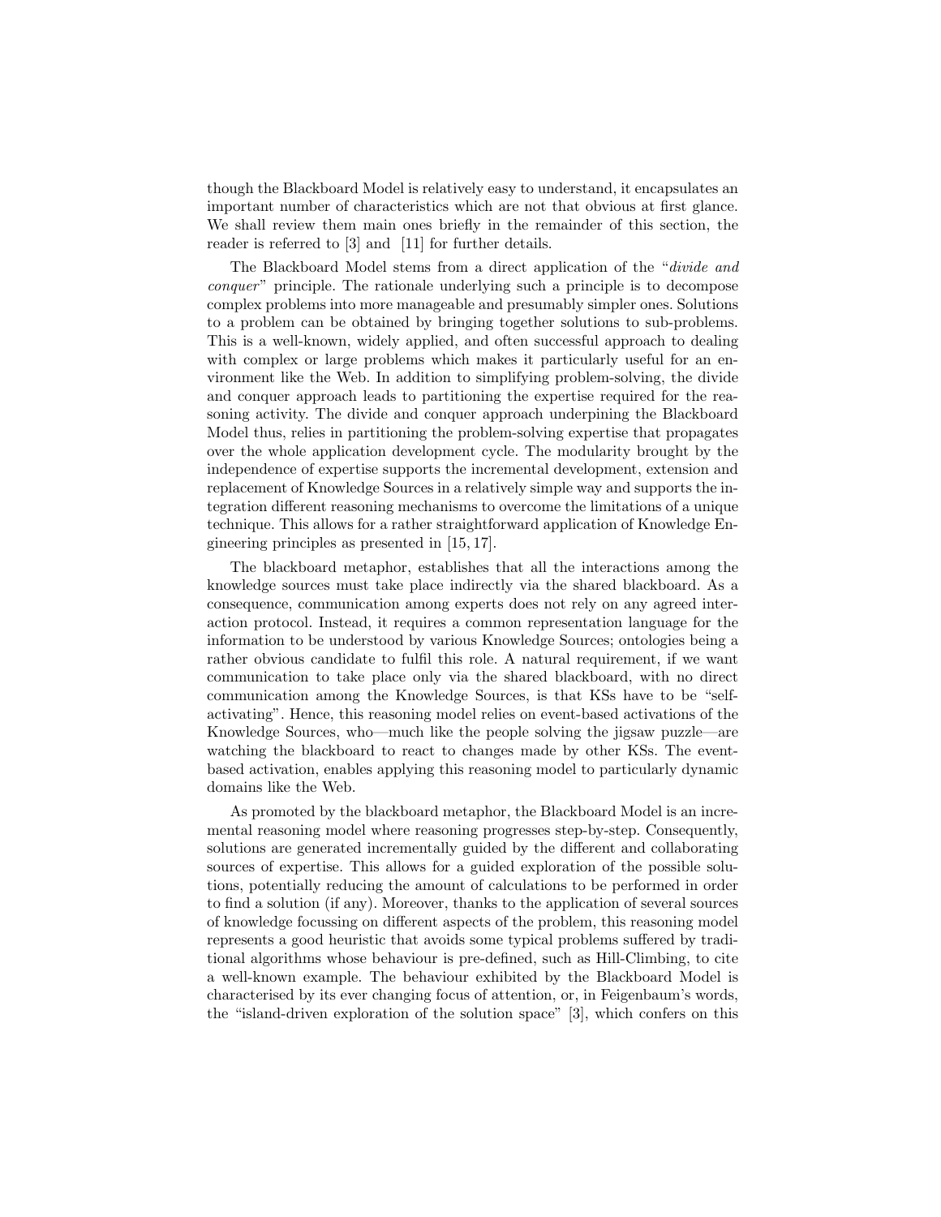though the Blackboard Model is relatively easy to understand, it encapsulates an important number of characteristics which are not that obvious at first glance. We shall review them main ones briefly in the remainder of this section, the reader is referred to [3] and [11] for further details.

The Blackboard Model stems from a direct application of the "*divide and conquer*" principle. The rationale underlying such a principle is to decompose complex problems into more manageable and presumably simpler ones. Solutions to a problem can be obtained by bringing together solutions to sub-problems. This is a well-known, widely applied, and often successful approach to dealing with complex or large problems which makes it particularly useful for an environment like the Web. In addition to simplifying problem-solving, the divide and conquer approach leads to partitioning the expertise required for the reasoning activity. The divide and conquer approach underpining the Blackboard Model thus, relies in partitioning the problem-solving expertise that propagates over the whole application development cycle. The modularity brought by the independence of expertise supports the incremental development, extension and replacement of Knowledge Sources in a relatively simple way and supports the integration different reasoning mechanisms to overcome the limitations of a unique technique. This allows for a rather straightforward application of Knowledge Engineering principles as presented in [15, 17].

The blackboard metaphor, establishes that all the interactions among the knowledge sources must take place indirectly via the shared blackboard. As a consequence, communication among experts does not rely on any agreed interaction protocol. Instead, it requires a common representation language for the information to be understood by various Knowledge Sources; ontologies being a rather obvious candidate to fulfil this role. A natural requirement, if we want communication to take place only via the shared blackboard, with no direct communication among the Knowledge Sources, is that KSs have to be "self-activating". Hence, this reasoning model relies on event-based activations of the Knowledge Sources, who—much like the people solving the jigsaw puzzle—are watching the blackboard to react to changes made by other KSs. The event-based activation, enables applying this reasoning model to particularly dynamic domains like the Web.

As promoted by the blackboard metaphor, the Blackboard Model is an incremental reasoning model where reasoning progresses step-by-step. Consequently, solutions are generated incrementally guided by the different and collaborating sources of expertise. This allows for a guided exploration of the possible solutions, potentially reducing the amount of calculations to be performed in order to find a solution (if any). Moreover, thanks to the application of several sources of knowledge focussing on different aspects of the problem, this reasoning model represents a good heuristic that avoids some typical problems suffered by traditional algorithms whose behaviour is pre-defined, such as Hill-Climbing, to cite a well-known example. The behaviour exhibited by the Blackboard Model is characterised by its ever changing focus of attention, or, in Feigenbaum's words, the "island-driven exploration of the solution space" [3], which confers on this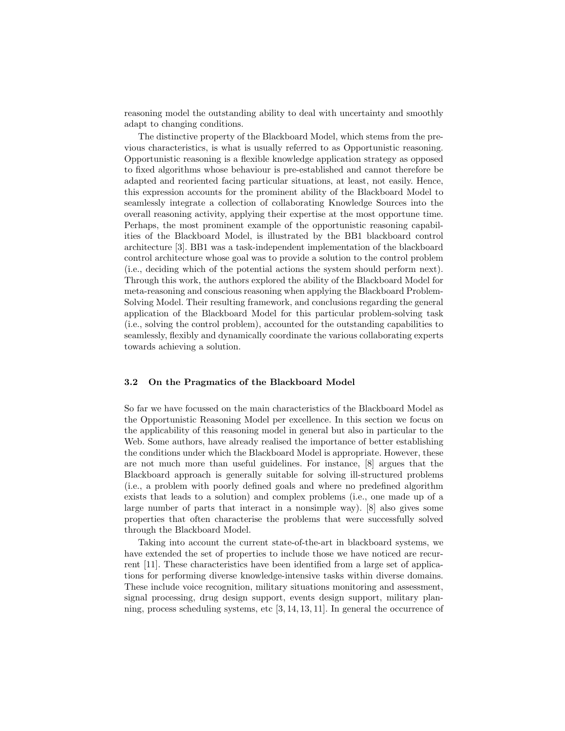reasoning model the outstanding ability to deal with uncertainty and smoothly adapt to changing conditions.

The distinctive property of the Blackboard Model, which stems from the previous characteristics, is what is usually referred to as Opportunistic reasoning. Opportunistic reasoning is a flexible knowledge application strategy as opposed to fixed algorithms whose behaviour is pre-established and cannot therefore be adapted and reoriented facing particular situations, at least, not easily. Hence, this expression accounts for the prominent ability of the Blackboard Model to seamlessly integrate a collection of collaborating Knowledge Sources into the overall reasoning activity, applying their expertise at the most opportune time. Perhaps, the most prominent example of the opportunistic reasoning capabilities of the Blackboard Model, is illustrated by the BB1 blackboard control architecture [3]. BB1 was a task-independent implementation of the blackboard control architecture whose goal was to provide a solution to the control problem (i.e., deciding which of the potential actions the system should perform next). Through this work, the authors explored the ability of the Blackboard Model for meta-reasoning and conscious reasoning when applying the Blackboard Problem-Solving Model. Their resulting framework, and conclusions regarding the general application of the Blackboard Model for this particular problem-solving task (i.e., solving the control problem), accounted for the outstanding capabilities to seamlessly, flexibly and dynamically coordinate the various collaborating experts towards achieving a solution.

### 3.2 On the Pragmatics of the Blackboard Model

So far we have focussed on the main characteristics of the Blackboard Model as the Opportunistic Reasoning Model per excellence. In this section we focus on the applicability of this reasoning model in general but also in particular to the Web. Some authors, have already realised the importance of better establishing the conditions under which the Blackboard Model is appropriate. However, these are not much more than useful guidelines. For instance, [8] argues that the Blackboard approach is generally suitable for solving ill-structured problems (i.e., a problem with poorly defined goals and where no predefined algorithm exists that leads to a solution) and complex problems (i.e., one made up of a large number of parts that interact in a nonsimple way). [8] also gives some properties that often characterise the problems that were successfully solved through the Blackboard Model.

Taking into account the current state-of-the-art in blackboard systems, we have extended the set of properties to include those we have noticed are recurrent [11]. These characteristics have been identified from a large set of applications for performing diverse knowledge-intensive tasks within diverse domains. These include voice recognition, military situations monitoring and assessment, signal processing, drug design support, events design support, military planning, process scheduling systems, etc [3, 14, 13, 11]. In general the occurrence of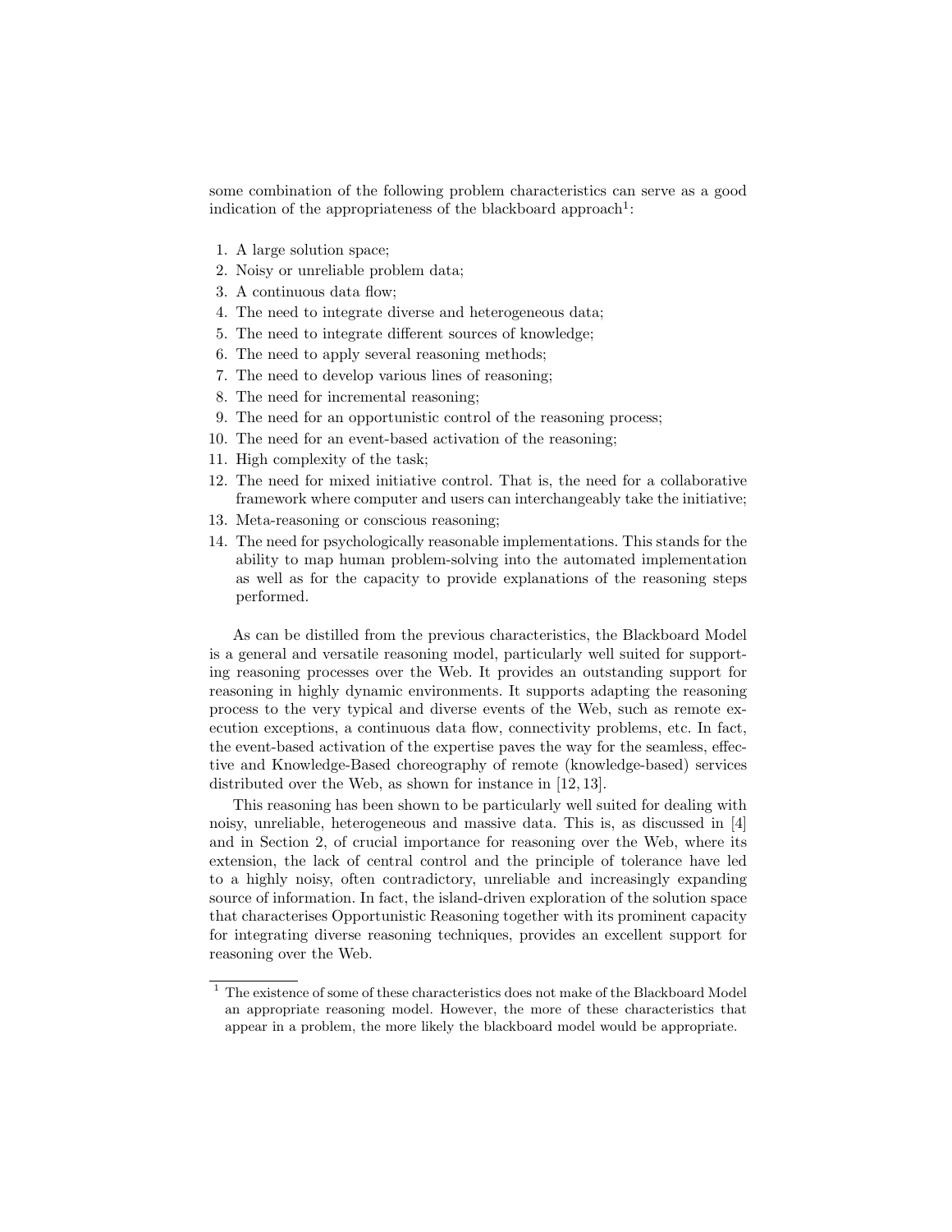some combination of the following problem characteristics can serve as a good indication of the appropriateness of the blackboard approach[1]:

1. A large solution space;
2. Noisy or unreliable problem data;
3. A continuous data flow;
4. The need to integrate diverse and heterogeneous data;
5. The need to integrate different sources of knowledge;
6. The need to apply several reasoning methods;
7. The need to develop various lines of reasoning;
8. The need for incremental reasoning;
9. The need for an opportunistic control of the reasoning process;
10. The need for an event-based activation of the reasoning;
11. High complexity of the task;
12. The need for mixed initiative control. That is, the need for a collaborative framework where computer and users can interchangeably take the initiative;
13. Meta-reasoning or conscious reasoning;
14. The need for psychologically reasonable implementations. This stands for the ability to map human problem-solving into the automated implementation as well as for the capacity to provide explanations of the reasoning steps performed.

As can be distilled from the previous characteristics, the Blackboard Model is a general and versatile reasoning model, particularly well suited for supporting reasoning processes over the Web. It provides an outstanding support for reasoning in highly dynamic environments. It supports adapting the reasoning process to the very typical and diverse events of the Web, such as remote execution exceptions, a continuous data flow, connectivity problems, etc. In fact, the event-based activation of the expertise paves the way for the seamless, effective and Knowledge-Based choreography of remote (knowledge-based) services distributed over the Web, as shown for instance in [12, 13].

This reasoning has been shown to be particularly well suited for dealing with noisy, unreliable, heterogeneous and massive data. This is, as discussed in [4] and in Section 2, of crucial importance for reasoning over the Web, where its extension, the lack of central control and the principle of tolerance have led to a highly noisy, often contradictory, unreliable and increasingly expanding source of information. In fact, the island-driven exploration of the solution space that characterises Opportunistic Reasoning together with its prominent capacity for integrating diverse reasoning techniques, provides an excellent support for reasoning over the Web.

[1] The existence of some of these characteristics does not make of the Blackboard Model an appropriate reasoning model. However, the more of these characteristics that appear in a problem, the more likely the blackboard model would be appropriate.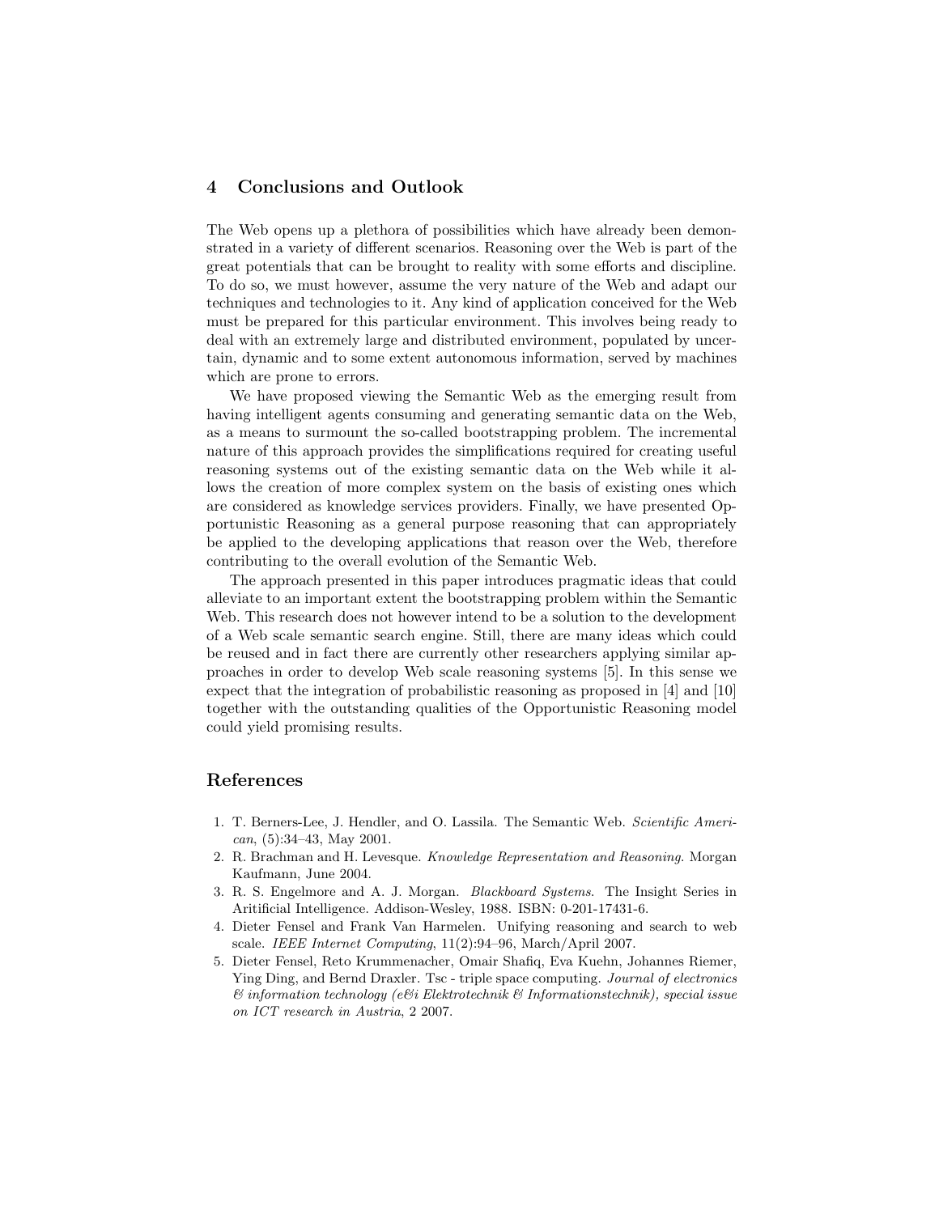## 4 Conclusions and Outlook

The Web opens up a plethora of possibilities which have already been demonstrated in a variety of different scenarios. Reasoning over the Web is part of the great potentials that can be brought to reality with some efforts and discipline. To do so, we must however, assume the very nature of the Web and adapt our techniques and technologies to it. Any kind of application conceived for the Web must be prepared for this particular environment. This involves being ready to deal with an extremely large and distributed environment, populated by uncertain, dynamic and to some extent autonomous information, served by machines which are prone to errors.

We have proposed viewing the Semantic Web as the emerging result from having intelligent agents consuming and generating semantic data on the Web, as a means to surmount the so-called bootstrapping problem. The incremental nature of this approach provides the simplifications required for creating useful reasoning systems out of the existing semantic data on the Web while it allows the creation of more complex system on the basis of existing ones which are considered as knowledge services providers. Finally, we have presented Opportunistic Reasoning as a general purpose reasoning that can appropriately be applied to the developing applications that reason over the Web, therefore contributing to the overall evolution of the Semantic Web.

The approach presented in this paper introduces pragmatic ideas that could alleviate to an important extent the bootstrapping problem within the Semantic Web. This research does not however intend to be a solution to the development of a Web scale semantic search engine. Still, there are many ideas which could be reused and in fact there are currently other researchers applying similar approaches in order to develop Web scale reasoning systems [5]. In this sense we expect that the integration of probabilistic reasoning as proposed in [4] and [10] together with the outstanding qualities of the Opportunistic Reasoning model could yield promising results.

## References

1. T. Berners-Lee, J. Hendler, and O. Lassila. The Semantic Web. *Scientific American*, (5):34–43, May 2001.
2. R. Brachman and H. Levesque. *Knowledge Representation and Reasoning*. Morgan Kaufmann, June 2004.
3. R. S. Engelmore and A. J. Morgan. *Blackboard Systems*. The Insight Series in Aritificial Intelligence. Addison-Wesley, 1988. ISBN: 0-201-17431-6.
4. Dieter Fensel and Frank Van Harmelen. Unifying reasoning and search to web scale. *IEEE Internet Computing*, 11(2):94–96, March/April 2007.
5. Dieter Fensel, Reto Krummenacher, Omair Shafiq, Eva Kuehn, Johannes Riemer, Ying Ding, and Bernd Draxler. Tsc - triple space computing. *Journal of electronics & information technology (e&i Elektrotechnik & Informationstechnik), special issue on ICT research in Austria*, 2 2007.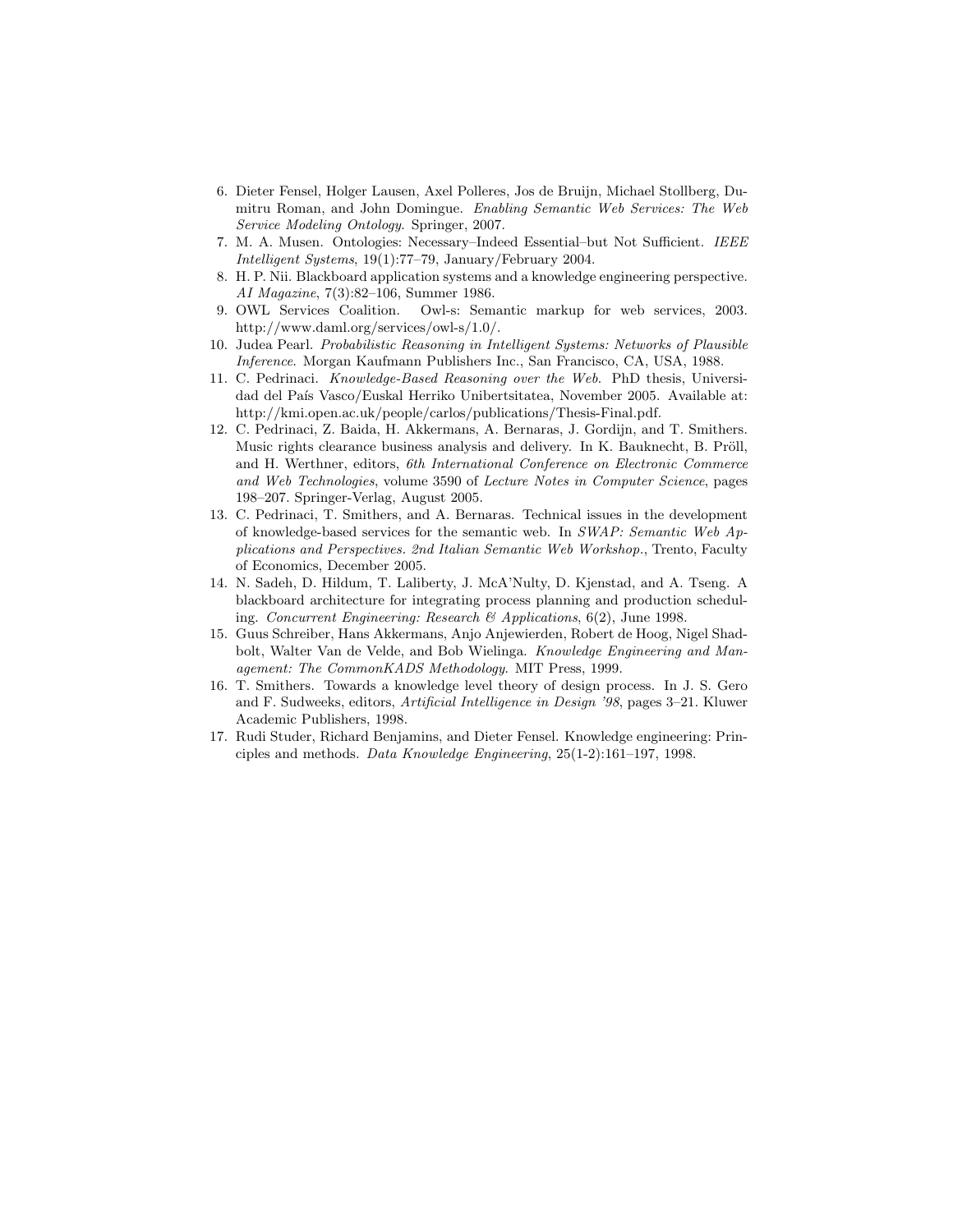6. Dieter Fensel, Holger Lausen, Axel Polleres, Jos de Bruijn, Michael Stollberg, Dumitru Roman, and John Domingue. *Enabling Semantic Web Services: The Web Service Modeling Ontology*. Springer, 2007.
7. M. A. Musen. Ontologies: Necessary–Indeed Essential–but Not Sufficient. *IEEE Intelligent Systems*, 19(1):77–79, January/February 2004.
8. H. P. Nii. Blackboard application systems and a knowledge engineering perspective. *AI Magazine*, 7(3):82–106, Summer 1986.
9. OWL Services Coalition. Owl-s: Semantic markup for web services, 2003. http://www.daml.org/services/owl-s/1.0/.
10. Judea Pearl. *Probabilistic Reasoning in Intelligent Systems: Networks of Plausible Inference*. Morgan Kaufmann Publishers Inc., San Francisco, CA, USA, 1988.
11. C. Pedrinaci. *Knowledge-Based Reasoning over the Web*. PhD thesis, Universidad del País Vasco/Euskal Herriko Unibertsitatea, November 2005. Available at: http://kmi.open.ac.uk/people/carlos/publications/Thesis-Final.pdf.
12. C. Pedrinaci, Z. Baida, H. Akkermans, A. Bernaras, J. Gordijn, and T. Smithers. Music rights clearance business analysis and delivery. In K. Bauknecht, B. Pröll, and H. Werthner, editors, *6th International Conference on Electronic Commerce and Web Technologies*, volume 3590 of *Lecture Notes in Computer Science*, pages 198–207. Springer-Verlag, August 2005.
13. C. Pedrinaci, T. Smithers, and A. Bernaras. Technical issues in the development of knowledge-based services for the semantic web. In *SWAP: Semantic Web Applications and Perspectives. 2nd Italian Semantic Web Workshop.*, Trento, Faculty of Economics, December 2005.
14. N. Sadeh, D. Hildum, T. Laliberty, J. McA'Nulty, D. Kjenstad, and A. Tseng. A blackboard architecture for integrating process planning and production scheduling. *Concurrent Engineering: Research & Applications*, 6(2), June 1998.
15. Guus Schreiber, Hans Akkermans, Anjo Anjewierden, Robert de Hoog, Nigel Shadbolt, Walter Van de Velde, and Bob Wielinga. *Knowledge Engineering and Management: The CommonKADS Methodology*. MIT Press, 1999.
16. T. Smithers. Towards a knowledge level theory of design process. In J. S. Gero and F. Sudweeks, editors, *Artificial Intelligence in Design '98*, pages 3–21. Kluwer Academic Publishers, 1998.
17. Rudi Studer, Richard Benjamins, and Dieter Fensel. Knowledge engineering: Principles and methods. *Data Knowledge Engineering*, 25(1-2):161–197, 1998.